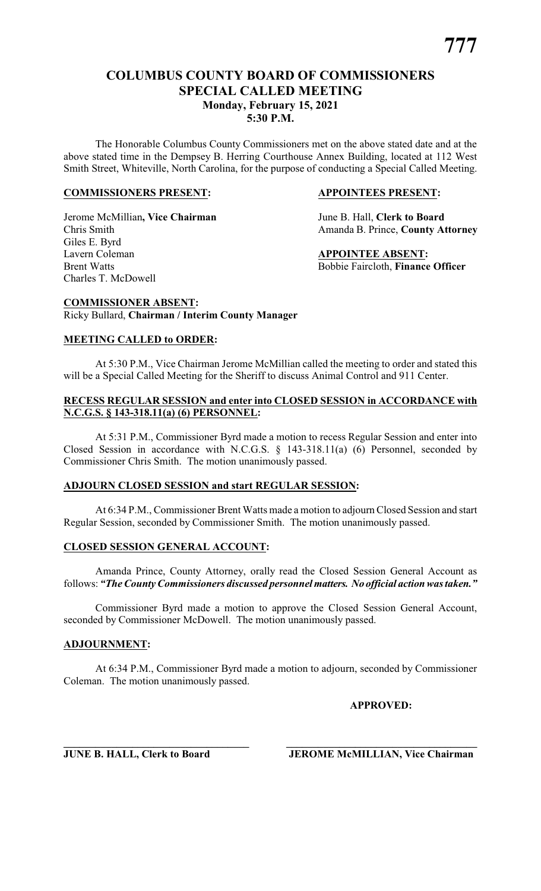# COLUMBUS COUNTY BOARD OF COMMISSIONERS
## SPECIAL CALLED MEETING
### Monday, February 15, 2021
### 5:30 P.M.

The Honorable Columbus County Commissioners met on the above stated date and at the above stated time in the Dempsey B. Herring Courthouse Annex Building, located at 112 West Smith Street, Whiteville, North Carolina, for the purpose of conducting a Special Called Meeting.

**COMMISSIONERS PRESENT:**

Jerome McMillian**, Vice Chairman**
Chris Smith
Giles E. Byrd
Lavern Coleman
Brent Watts
Charles T. McDowell

**APPOINTEES PRESENT:**

June B. Hall, **Clerk to Board**
Amanda B. Prince, **County Attorney**

**APPOINTEE ABSENT:**

Bobbie Faircloth, **Finance Officer**

**COMMISSIONER ABSENT:**

Ricky Bullard, **Chairman / Interim County Manager**

**MEETING CALLED to ORDER:**

At 5:30 P.M., Vice Chairman Jerome McMillian called the meeting to order and stated this will be a Special Called Meeting for the Sheriff to discuss Animal Control and 911 Center.

**RECESS REGULAR SESSION and enter into CLOSED SESSION in ACCORDANCE with N.C.G.S. § 143-318.11(a) (6) PERSONNEL:**

At 5:31 P.M., Commissioner Byrd made a motion to recess Regular Session and enter into Closed Session in accordance with N.C.G.S. § 143-318.11(a) (6) Personnel, seconded by Commissioner Chris Smith. The motion unanimously passed.

**ADJOURN CLOSED SESSION and start REGULAR SESSION:**

At 6:34 P.M., Commissioner Brent Watts made a motion to adjourn Closed Session and start Regular Session, seconded by Commissioner Smith. The motion unanimously passed.

**CLOSED SESSION GENERAL ACCOUNT:**

Amanda Prince, County Attorney, orally read the Closed Session General Account as follows: ***"The County Commissioners discussed personnel matters. No official action was taken."***

Commissioner Byrd made a motion to approve the Closed Session General Account, seconded by Commissioner McDowell. The motion unanimously passed.

**ADJOURNMENT:**

At 6:34 P.M., Commissioner Byrd made a motion to adjourn, seconded by Commissioner Coleman. The motion unanimously passed.

**APPROVED:**

\_\_\_\_\_\_\_\_\_\_\_\_\_\_\_\_\_\_\_\_\_\_\_\_\_\_\_\_\_\_\_\_
**JUNE B. HALL, Clerk to Board**

\_\_\_\_\_\_\_\_\_\_\_\_\_\_\_\_\_\_\_\_\_\_\_\_\_\_\_\_\_\_\_\_
**JEROME McMILLIAN, Vice Chairman**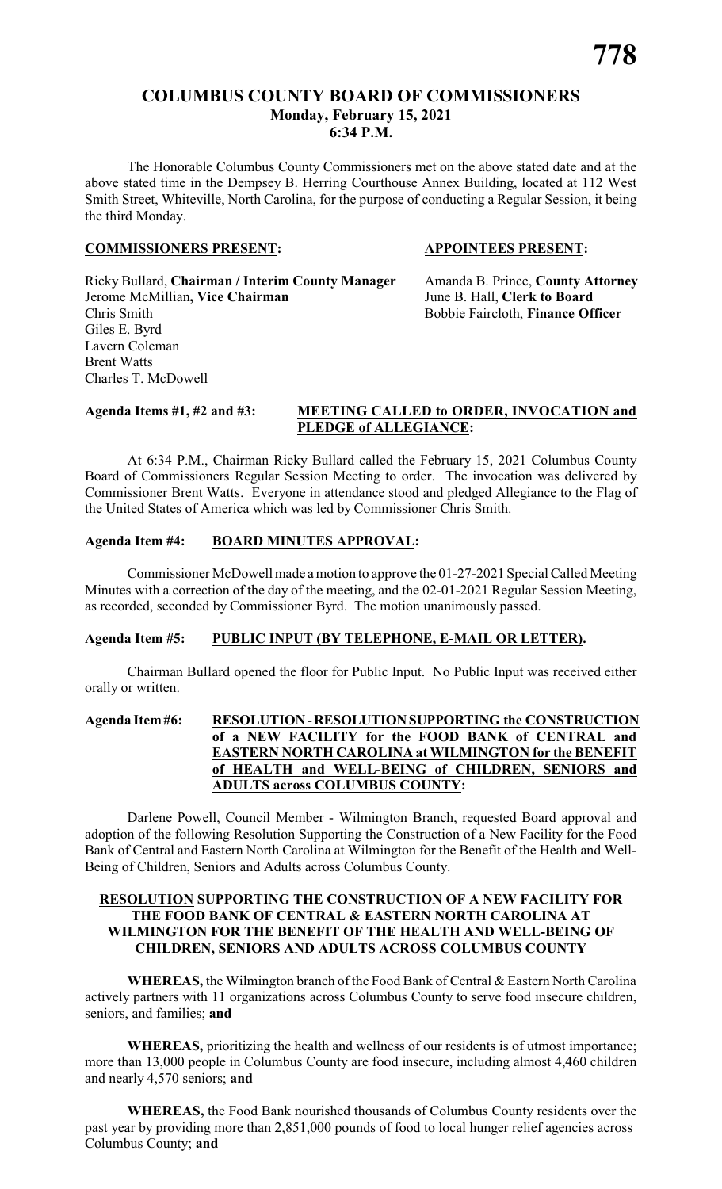# COLUMBUS COUNTY BOARD OF COMMISSIONERS
## Monday, February 15, 2021
## 6:34 P.M.

The Honorable Columbus County Commissioners met on the above stated date and at the above stated time in the Dempsey B. Herring Courthouse Annex Building, located at 112 West Smith Street, Whiteville, North Carolina, for the purpose of conducting a Regular Session, it being the third Monday.

**COMMISSIONERS PRESENT:**

Ricky Bullard, **Chairman / Interim County Manager**
Jerome McMillian**, Vice Chairman**
Chris Smith
Giles E. Byrd
Lavern Coleman
Brent Watts
Charles T. McDowell

**APPOINTEES PRESENT:**

Amanda B. Prince, **County Attorney**
June B. Hall, **Clerk to Board**
Bobbie Faircloth, **Finance Officer**

**Agenda Items #1, #2 and #3: MEETING CALLED to ORDER, INVOCATION and PLEDGE of ALLEGIANCE:**

At 6:34 P.M., Chairman Ricky Bullard called the February 15, 2021 Columbus County Board of Commissioners Regular Session Meeting to order. The invocation was delivered by Commissioner Brent Watts. Everyone in attendance stood and pledged Allegiance to the Flag of the United States of America which was led by Commissioner Chris Smith.

**Agenda Item #4: BOARD MINUTES APPROVAL:**

Commissioner McDowell made a motion to approve the 01-27-2021 Special Called Meeting Minutes with a correction of the day of the meeting, and the 02-01-2021 Regular Session Meeting, as recorded, seconded by Commissioner Byrd. The motion unanimously passed.

**Agenda Item #5: PUBLIC INPUT (BY TELEPHONE, E-MAIL OR LETTER).**

Chairman Bullard opened the floor for Public Input. No Public Input was received either orally or written.

**Agenda Item #6: RESOLUTION - RESOLUTION SUPPORTING the CONSTRUCTION of a NEW FACILITY for the FOOD BANK of CENTRAL and EASTERN NORTH CAROLINA at WILMINGTON for the BENEFIT of HEALTH and WELL-BEING of CHILDREN, SENIORS and ADULTS across COLUMBUS COUNTY:**

Darlene Powell, Council Member - Wilmington Branch, requested Board approval and adoption of the following Resolution Supporting the Construction of a New Facility for the Food Bank of Central and Eastern North Carolina at Wilmington for the Benefit of the Health and Well-Being of Children, Seniors and Adults across Columbus County.

**RESOLUTION SUPPORTING THE CONSTRUCTION OF A NEW FACILITY FOR THE FOOD BANK OF CENTRAL & EASTERN NORTH CAROLINA AT WILMINGTON FOR THE BENEFIT OF THE HEALTH AND WELL-BEING OF CHILDREN, SENIORS AND ADULTS ACROSS COLUMBUS COUNTY**

**WHEREAS,** the Wilmington branch of the Food Bank of Central & Eastern North Carolina actively partners with 11 organizations across Columbus County to serve food insecure children, seniors, and families; **and**

**WHEREAS,** prioritizing the health and wellness of our residents is of utmost importance; more than 13,000 people in Columbus County are food insecure, including almost 4,460 children and nearly 4,570 seniors; **and**

**WHEREAS,** the Food Bank nourished thousands of Columbus County residents over the past year by providing more than 2,851,000 pounds of food to local hunger relief agencies across Columbus County; **and**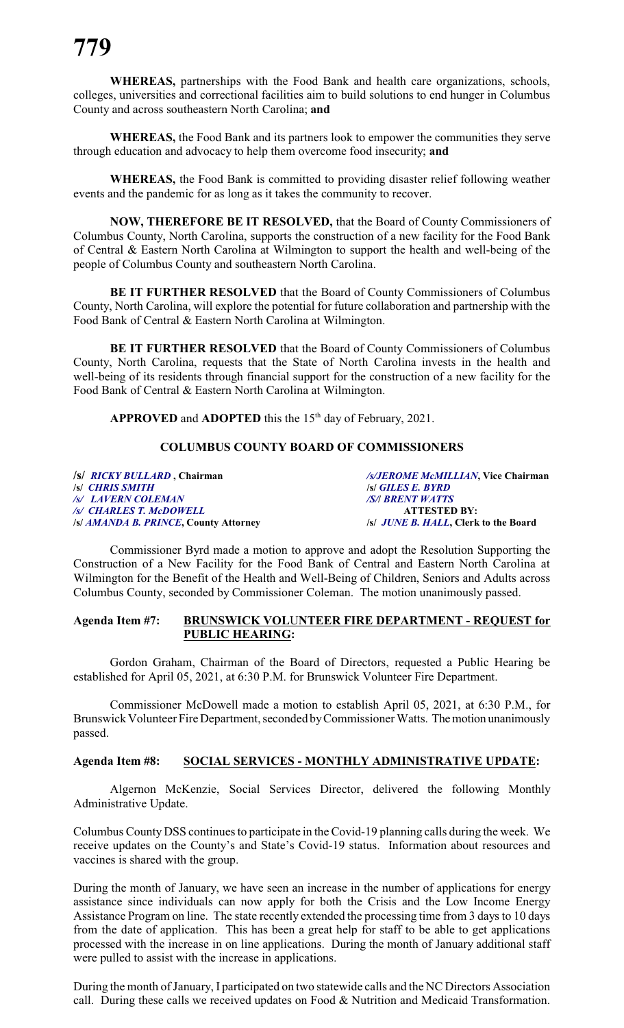**WHEREAS,** partnerships with the Food Bank and health care organizations, schools, colleges, universities and correctional facilities aim to build solutions to end hunger in Columbus County and across southeastern North Carolina; **and**

**WHEREAS,** the Food Bank and its partners look to empower the communities they serve through education and advocacy to help them overcome food insecurity; **and**

**WHEREAS,** the Food Bank is committed to providing disaster relief following weather events and the pandemic for as long as it takes the community to recover.

**NOW, THEREFORE BE IT RESOLVED,** that the Board of County Commissioners of Columbus County, North Carolina, supports the construction of a new facility for the Food Bank of Central & Eastern North Carolina at Wilmington to support the health and well-being of the people of Columbus County and southeastern North Carolina.

**BE IT FURTHER RESOLVED** that the Board of County Commissioners of Columbus County, North Carolina, will explore the potential for future collaboration and partnership with the Food Bank of Central & Eastern North Carolina at Wilmington.

**BE IT FURTHER RESOLVED** that the Board of County Commissioners of Columbus County, North Carolina, requests that the State of North Carolina invests in the health and well-being of its residents through financial support for the construction of a new facility for the Food Bank of Central & Eastern North Carolina at Wilmington.

**APPROVED** and **ADOPTED** this the 15th day of February, 2021.

**COLUMBUS COUNTY BOARD OF COMMISSIONERS**

**/s/** ***RICKY BULLARD*** **, Chairman** | ***/s/JEROME McMILLIAN*****, Vice Chairman**
**/s/** ***CHRIS SMITH*** | **/s/** ***GILES E. BYRD***
***/s/ LAVERN COLEMAN*** | ***/S// BRENT WATTS***
***/s/ CHARLES T. McDOWELL*** | **ATTESTED BY:**
**/s/** ***AMANDA B. PRINCE*****, County Attorney** | **/s/** ***JUNE B. HALL*****, Clerk to the Board**

Commissioner Byrd made a motion to approve and adopt the Resolution Supporting the Construction of a New Facility for the Food Bank of Central and Eastern North Carolina at Wilmington for the Benefit of the Health and Well-Being of Children, Seniors and Adults across Columbus County, seconded by Commissioner Coleman. The motion unanimously passed.

**Agenda Item #7: BRUNSWICK VOLUNTEER FIRE DEPARTMENT - REQUEST for PUBLIC HEARING:**

Gordon Graham, Chairman of the Board of Directors, requested a Public Hearing be established for April 05, 2021, at 6:30 P.M. for Brunswick Volunteer Fire Department.

Commissioner McDowell made a motion to establish April 05, 2021, at 6:30 P.M., for Brunswick Volunteer Fire Department, seconded by Commissioner Watts. The motion unanimously passed.

**Agenda Item #8: SOCIAL SERVICES - MONTHLY ADMINISTRATIVE UPDATE:**

Algernon McKenzie, Social Services Director, delivered the following Monthly Administrative Update.

Columbus County DSS continues to participate in the Covid-19 planning calls during the week. We receive updates on the County's and State's Covid-19 status. Information about resources and vaccines is shared with the group.

During the month of January, we have seen an increase in the number of applications for energy assistance since individuals can now apply for both the Crisis and the Low Income Energy Assistance Program on line. The state recently extended the processing time from 3 days to 10 days from the date of application. This has been a great help for staff to be able to get applications processed with the increase in on line applications. During the month of January additional staff were pulled to assist with the increase in applications.

During the month of January, I participated on two statewide calls and the NC Directors Association call. During these calls we received updates on Food & Nutrition and Medicaid Transformation.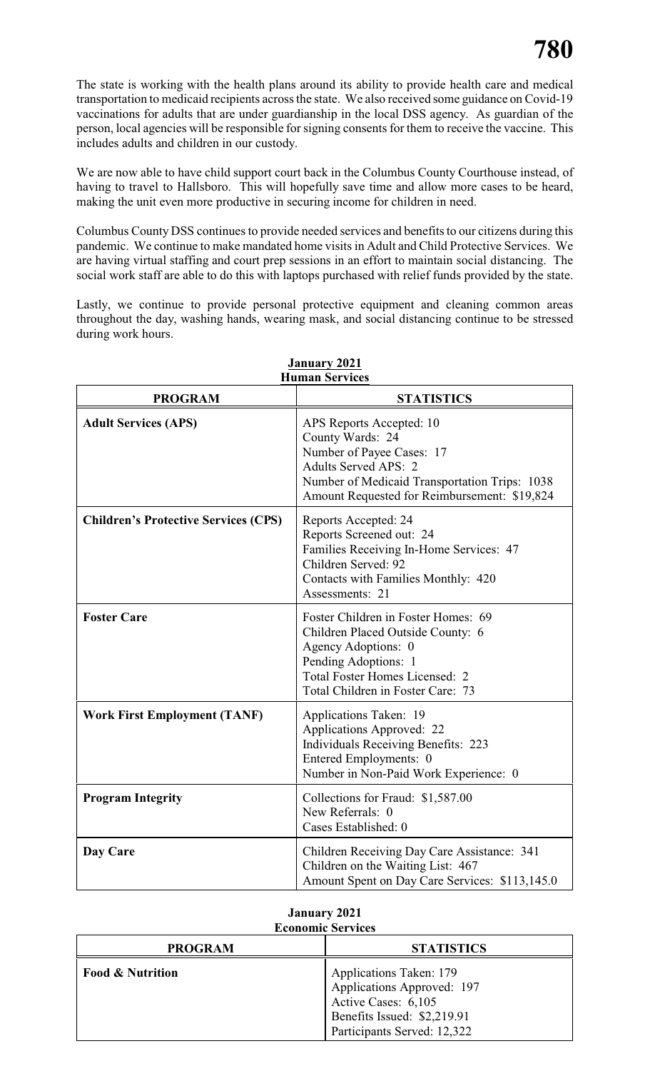The state is working with the health plans around its ability to provide health care and medical transportation to medicaid recipients across the state. We also received some guidance on Covid-19 vaccinations for adults that are under guardianship in the local DSS agency. As guardian of the person, local agencies will be responsible for signing consents for them to receive the vaccine. This includes adults and children in our custody.

We are now able to have child support court back in the Columbus County Courthouse instead, of having to travel to Hallsboro. This will hopefully save time and allow more cases to be heard, making the unit even more productive in securing income for children in need.

Columbus County DSS continues to provide needed services and benefits to our citizens during this pandemic. We continue to make mandated home visits in Adult and Child Protective Services. We are having virtual staffing and court prep sessions in an effort to maintain social distancing. The social work staff are able to do this with laptops purchased with relief funds provided by the state.

Lastly, we continue to provide personal protective equipment and cleaning common areas throughout the day, washing hands, wearing mask, and social distancing continue to be stressed during work hours.

**January 2021**
**Human Services**

| PROGRAM | STATISTICS |
|---|---|
| **Adult Services (APS)** | APS Reports Accepted: 10<br>County Wards: 24<br>Number of Payee Cases: 17<br>Adults Served APS: 2<br>Number of Medicaid Transportation Trips: 1038<br>Amount Requested for Reimbursement: $19,824 |
| **Children's Protective Services (CPS)** | Reports Accepted: 24<br>Reports Screened out: 24<br>Families Receiving In-Home Services: 47<br>Children Served: 92<br>Contacts with Families Monthly: 420<br>Assessments: 21 |
| **Foster Care** | Foster Children in Foster Homes: 69<br>Children Placed Outside County: 6<br>Agency Adoptions: 0<br>Pending Adoptions: 1<br>Total Foster Homes Licensed: 2<br>Total Children in Foster Care: 73 |
| **Work First Employment (TANF)** | Applications Taken: 19<br>Applications Approved: 22<br>Individuals Receiving Benefits: 223<br>Entered Employments: 0<br>Number in Non-Paid Work Experience: 0 |
| **Program Integrity** | Collections for Fraud: $1,587.00<br>New Referrals: 0<br>Cases Established: 0 |
| **Day Care** | Children Receiving Day Care Assistance: 341<br>Children on the Waiting List: 467<br>Amount Spent on Day Care Services: $113,145.0 |

**January 2021**
**Economic Services**

| PROGRAM | STATISTICS |
|---|---|
| **Food & Nutrition** | Applications Taken: 179<br>Applications Approved: 197<br>Active Cases: 6,105<br>Benefits Issued: $2,219.91<br>Participants Served: 12,322 |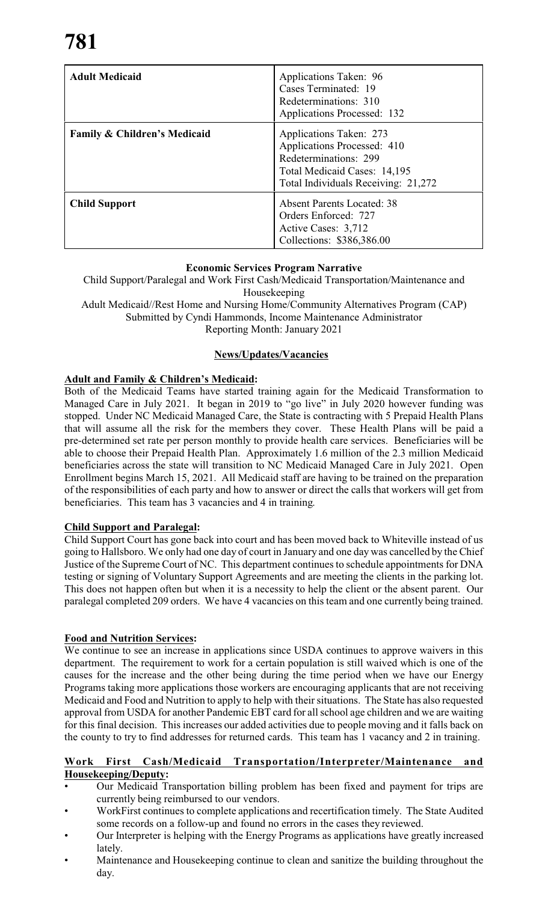| Adult Medicaid | Applications Taken: 96<br>Cases Terminated: 19<br>Redeterminations: 310<br>Applications Processed: 132 |
|---|---|
| **Family & Children's Medicaid** | Applications Taken: 273<br>Applications Processed: 410<br>Redeterminations: 299<br>Total Medicaid Cases: 14,195<br>Total Individuals Receiving: 21,272 |
| **Child Support** | Absent Parents Located: 38<br>Orders Enforced: 727<br>Active Cases: 3,712<br>Collections: $386,386.00 |

**Economic Services Program Narrative**

Child Support/Paralegal and Work First Cash/Medicaid Transportation/Maintenance and Housekeeping
Adult Medicaid//Rest Home and Nursing Home/Community Alternatives Program (CAP)
Submitted by Cyndi Hammonds, Income Maintenance Administrator
Reporting Month: January 2021

**News/Updates/Vacancies**

**Adult and Family & Children's Medicaid:**

Both of the Medicaid Teams have started training again for the Medicaid Transformation to Managed Care in July 2021. It began in 2019 to "go live" in July 2020 however funding was stopped. Under NC Medicaid Managed Care, the State is contracting with 5 Prepaid Health Plans that will assume all the risk for the members they cover. These Health Plans will be paid a pre-determined set rate per person monthly to provide health care services. Beneficiaries will be able to choose their Prepaid Health Plan. Approximately 1.6 million of the 2.3 million Medicaid beneficiaries across the state will transition to NC Medicaid Managed Care in July 2021. Open Enrollment begins March 15, 2021. All Medicaid staff are having to be trained on the preparation of the responsibilities of each party and how to answer or direct the calls that workers will get from beneficiaries. This team has 3 vacancies and 4 in training.

**Child Support and Paralegal:**

Child Support Court has gone back into court and has been moved back to Whiteville instead of us going to Hallsboro. We only had one day of court in January and one day was cancelled by the Chief Justice of the Supreme Court of NC. This department continues to schedule appointments for DNA testing or signing of Voluntary Support Agreements and are meeting the clients in the parking lot. This does not happen often but when it is a necessity to help the client or the absent parent. Our paralegal completed 209 orders. We have 4 vacancies on this team and one currently being trained.

**Food and Nutrition Services:**

We continue to see an increase in applications since USDA continues to approve waivers in this department. The requirement to work for a certain population is still waived which is one of the causes for the increase and the other being during the time period when we have our Energy Programs taking more applications those workers are encouraging applicants that are not receiving Medicaid and Food and Nutrition to apply to help with their situations. The State has also requested approval from USDA for another Pandemic EBT card for all school age children and we are waiting for this final decision. This increases our added activities due to people moving and it falls back on the county to try to find addresses for returned cards. This team has 1 vacancy and 2 in training.

**Work First Cash/Medicaid Transportation/Interpreter/Maintenance and Housekeeping/Deputy:**

- Our Medicaid Transportation billing problem has been fixed and payment for trips are currently being reimbursed to our vendors.
- WorkFirst continues to complete applications and recertification timely. The State Audited some records on a follow-up and found no errors in the cases they reviewed.
- Our Interpreter is helping with the Energy Programs as applications have greatly increased lately.
- Maintenance and Housekeeping continue to clean and sanitize the building throughout the day.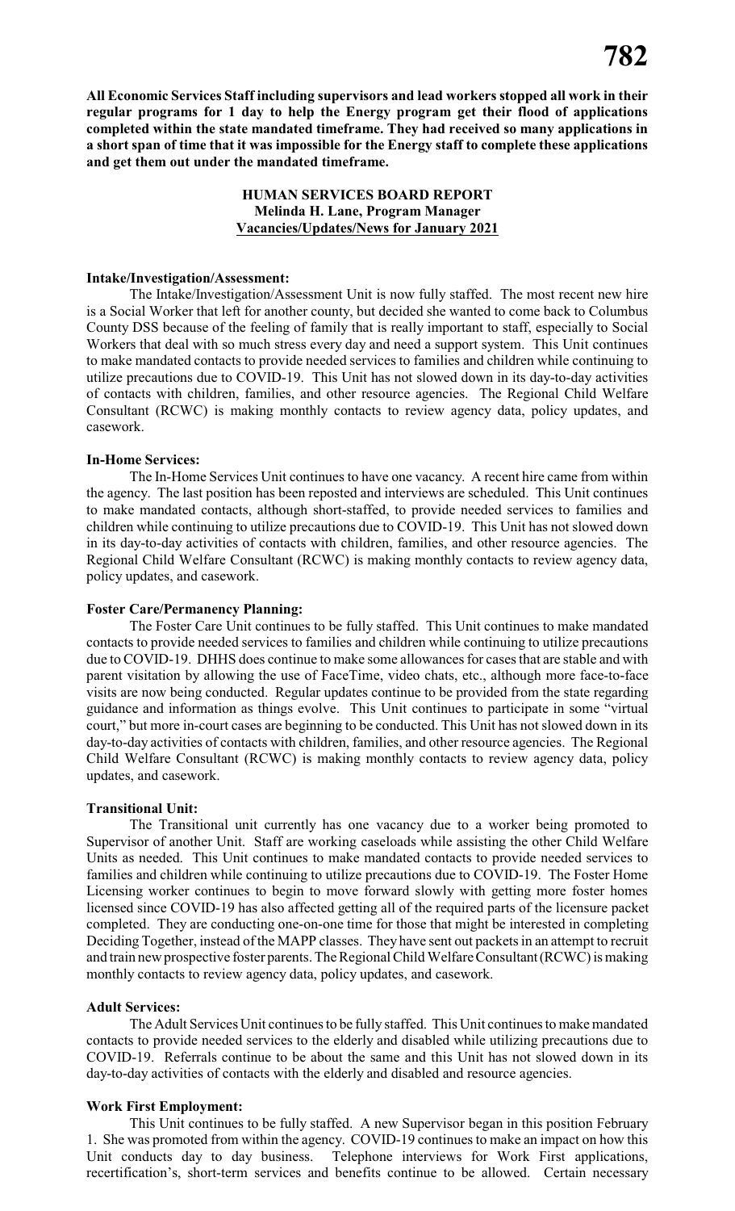**All Economic Services Staff including supervisors and lead workers stopped all work in their regular programs for 1 day to help the Energy program get their flood of applications completed within the state mandated timeframe. They had received so many applications in a short span of time that it was impossible for the Energy staff to complete these applications and get them out under the mandated timeframe.**

## HUMAN SERVICES BOARD REPORT
**Melinda H. Lane, Program Manager**
**Vacancies/Updates/News for January 2021**

**Intake/Investigation/Assessment:**

The Intake/Investigation/Assessment Unit is now fully staffed. The most recent new hire is a Social Worker that left for another county, but decided she wanted to come back to Columbus County DSS because of the feeling of family that is really important to staff, especially to Social Workers that deal with so much stress every day and need a support system. This Unit continues to make mandated contacts to provide needed services to families and children while continuing to utilize precautions due to COVID-19. This Unit has not slowed down in its day-to-day activities of contacts with children, families, and other resource agencies. The Regional Child Welfare Consultant (RCWC) is making monthly contacts to review agency data, policy updates, and casework.

**In-Home Services:**

The In-Home Services Unit continues to have one vacancy. A recent hire came from within the agency. The last position has been reposted and interviews are scheduled. This Unit continues to make mandated contacts, although short-staffed, to provide needed services to families and children while continuing to utilize precautions due to COVID-19. This Unit has not slowed down in its day-to-day activities of contacts with children, families, and other resource agencies. The Regional Child Welfare Consultant (RCWC) is making monthly contacts to review agency data, policy updates, and casework.

**Foster Care/Permanency Planning:**

The Foster Care Unit continues to be fully staffed. This Unit continues to make mandated contacts to provide needed services to families and children while continuing to utilize precautions due to COVID-19. DHHS does continue to make some allowances for cases that are stable and with parent visitation by allowing the use of FaceTime, video chats, etc., although more face-to-face visits are now being conducted. Regular updates continue to be provided from the state regarding guidance and information as things evolve. This Unit continues to participate in some "virtual court," but more in-court cases are beginning to be conducted. This Unit has not slowed down in its day-to-day activities of contacts with children, families, and other resource agencies. The Regional Child Welfare Consultant (RCWC) is making monthly contacts to review agency data, policy updates, and casework.

**Transitional Unit:**

The Transitional unit currently has one vacancy due to a worker being promoted to Supervisor of another Unit. Staff are working caseloads while assisting the other Child Welfare Units as needed. This Unit continues to make mandated contacts to provide needed services to families and children while continuing to utilize precautions due to COVID-19. The Foster Home Licensing worker continues to begin to move forward slowly with getting more foster homes licensed since COVID-19 has also affected getting all of the required parts of the licensure packet completed. They are conducting one-on-one time for those that might be interested in completing Deciding Together, instead of the MAPP classes. They have sent out packets in an attempt to recruit and train new prospective foster parents. The Regional Child Welfare Consultant (RCWC) is making monthly contacts to review agency data, policy updates, and casework.

**Adult Services:**

The Adult Services Unit continues to be fully staffed. This Unit continues to make mandated contacts to provide needed services to the elderly and disabled while utilizing precautions due to COVID-19. Referrals continue to be about the same and this Unit has not slowed down in its day-to-day activities of contacts with the elderly and disabled and resource agencies.

**Work First Employment:**

This Unit continues to be fully staffed. A new Supervisor began in this position February 1. She was promoted from within the agency. COVID-19 continues to make an impact on how this Unit conducts day to day business. Telephone interviews for Work First applications, recertification's, short-term services and benefits continue to be allowed. Certain necessary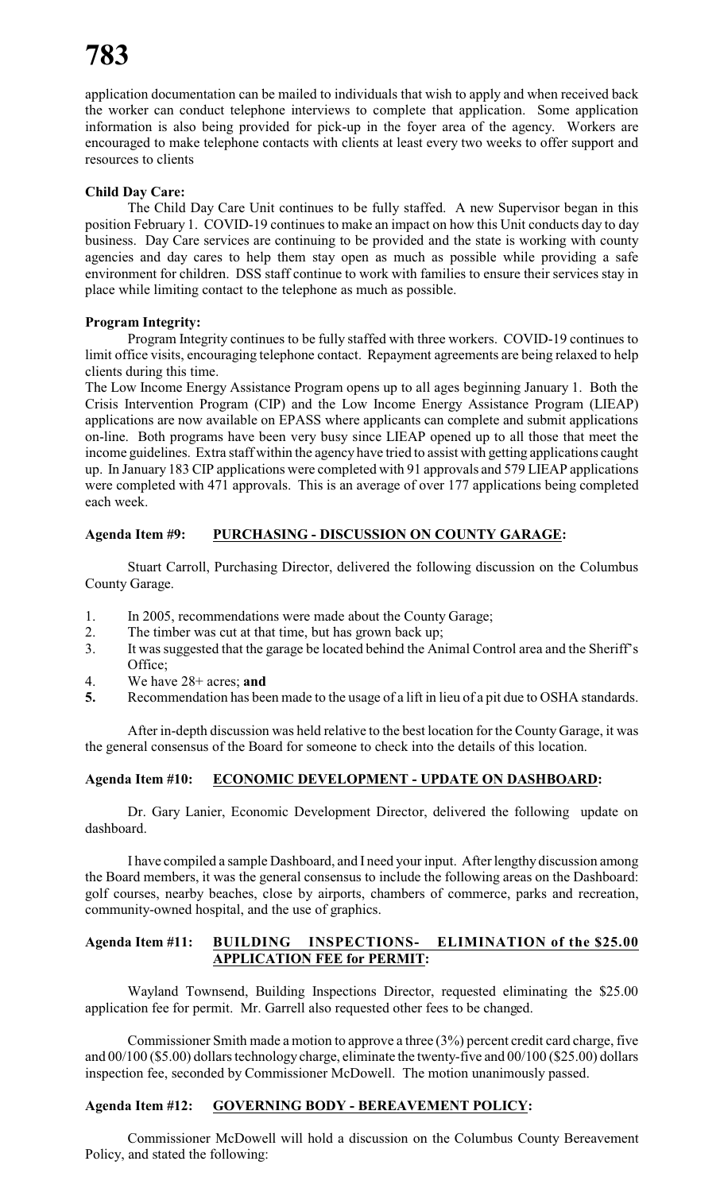application documentation can be mailed to individuals that wish to apply and when received back the worker can conduct telephone interviews to complete that application. Some application information is also being provided for pick-up in the foyer area of the agency. Workers are encouraged to make telephone contacts with clients at least every two weeks to offer support and resources to clients

**Child Day Care:**

The Child Day Care Unit continues to be fully staffed. A new Supervisor began in this position February 1. COVID-19 continues to make an impact on how this Unit conducts day to day business. Day Care services are continuing to be provided and the state is working with county agencies and day cares to help them stay open as much as possible while providing a safe environment for children. DSS staff continue to work with families to ensure their services stay in place while limiting contact to the telephone as much as possible.

**Program Integrity:**

Program Integrity continues to be fully staffed with three workers. COVID-19 continues to limit office visits, encouraging telephone contact. Repayment agreements are being relaxed to help clients during this time.

The Low Income Energy Assistance Program opens up to all ages beginning January 1. Both the Crisis Intervention Program (CIP) and the Low Income Energy Assistance Program (LIEAP) applications are now available on EPASS where applicants can complete and submit applications on-line. Both programs have been very busy since LIEAP opened up to all those that meet the income guidelines. Extra staff within the agency have tried to assist with getting applications caught up. In January 183 CIP applications were completed with 91 approvals and 579 LIEAP applications were completed with 471 approvals. This is an average of over 177 applications being completed each week.

**Agenda Item #9: PURCHASING - DISCUSSION ON COUNTY GARAGE:**

Stuart Carroll, Purchasing Director, delivered the following discussion on the Columbus County Garage.

1. In 2005, recommendations were made about the County Garage;
2. The timber was cut at that time, but has grown back up;
3. It was suggested that the garage be located behind the Animal Control area and the Sheriff's Office;
4. We have 28+ acres; **and**
5. Recommendation has been made to the usage of a lift in lieu of a pit due to OSHA standards.

After in-depth discussion was held relative to the best location for the County Garage, it was the general consensus of the Board for someone to check into the details of this location.

**Agenda Item #10: ECONOMIC DEVELOPMENT - UPDATE ON DASHBOARD:**

Dr. Gary Lanier, Economic Development Director, delivered the following update on dashboard.

I have compiled a sample Dashboard, and I need your input. After lengthy discussion among the Board members, it was the general consensus to include the following areas on the Dashboard: golf courses, nearby beaches, close by airports, chambers of commerce, parks and recreation, community-owned hospital, and the use of graphics.

**Agenda Item #11: BUILDING INSPECTIONS- ELIMINATION of the $25.00 APPLICATION FEE for PERMIT:**

Wayland Townsend, Building Inspections Director, requested eliminating the $25.00 application fee for permit. Mr. Garrell also requested other fees to be changed.

Commissioner Smith made a motion to approve a three (3%) percent credit card charge, five and 00/100 ($5.00) dollars technology charge, eliminate the twenty-five and 00/100 ($25.00) dollars inspection fee, seconded by Commissioner McDowell. The motion unanimously passed.

**Agenda Item #12: GOVERNING BODY - BEREAVEMENT POLICY:**

Commissioner McDowell will hold a discussion on the Columbus County Bereavement Policy, and stated the following: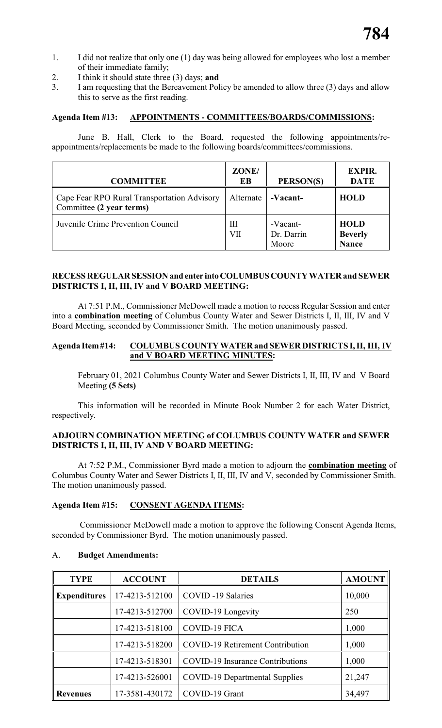1. I did not realize that only one (1) day was being allowed for employees who lost a member of their immediate family;
2. I think it should state three (3) days; **and**
3. I am requesting that the Bereavement Policy be amended to allow three (3) days and allow this to serve as the first reading.

**Agenda Item #13: APPOINTMENTS - COMMITTEES/BOARDS/COMMISSIONS:**

June B. Hall, Clerk to the Board, requested the following appointments/re-appointments/replacements be made to the following boards/committees/commissions.

| COMMITTEE | ZONE/ EB | PERSON(S) | EXPIR. DATE |
|---|---|---|---|
| Cape Fear RPO Rural Transportation Advisory Committee **(2 year terms)** | Alternate | **-Vacant-** | **HOLD** |
| Juvenile Crime Prevention Council | III<br>VII | -Vacant-<br>Dr. Darrin Moore | **HOLD**<br>**Beverly Nance** |

**RECESS REGULAR SESSION and enter into COLUMBUS COUNTY WATER and SEWER DISTRICTS I, II, III, IV and V BOARD MEETING:**

At 7:51 P.M., Commissioner McDowell made a motion to recess Regular Session and enter into a **combination meeting** of Columbus County Water and Sewer Districts I, II, III, IV and V Board Meeting, seconded by Commissioner Smith. The motion unanimously passed.

**Agenda Item #14: COLUMBUS COUNTY WATER and SEWER DISTRICTS I, II, III, IV and V BOARD MEETING MINUTES:**

February 01, 2021 Columbus County Water and Sewer Districts I, II, III, IV and V Board Meeting **(5 Sets)**

This information will be recorded in Minute Book Number 2 for each Water District, respectively.

**ADJOURN COMBINATION MEETING of COLUMBUS COUNTY WATER and SEWER DISTRICTS I, II, III, IV AND V BOARD MEETING:**

At 7:52 P.M., Commissioner Byrd made a motion to adjourn the **combination meeting** of Columbus County Water and Sewer Districts I, II, III, IV and V, seconded by Commissioner Smith. The motion unanimously passed.

**Agenda Item #15: CONSENT AGENDA ITEMS:**

Commissioner McDowell made a motion to approve the following Consent Agenda Items, seconded by Commissioner Byrd. The motion unanimously passed.

A. **Budget Amendments:**

| TYPE | ACCOUNT | DETAILS | AMOUNT |
|---|---|---|---|
| **Expenditures** | 17-4213-512100 | COVID -19 Salaries | 10,000 |
| | 17-4213-512700 | COVID-19 Longevity | 250 |
| | 17-4213-518100 | COVID-19 FICA | 1,000 |
| | 17-4213-518200 | COVID-19 Retirement Contribution | 1,000 |
| | 17-4213-518301 | COVID-19 Insurance Contributions | 1,000 |
| | 17-4213-526001 | COVID-19 Departmental Supplies | 21,247 |
| **Revenues** | 17-3581-430172 | COVID-19 Grant | 34,497 |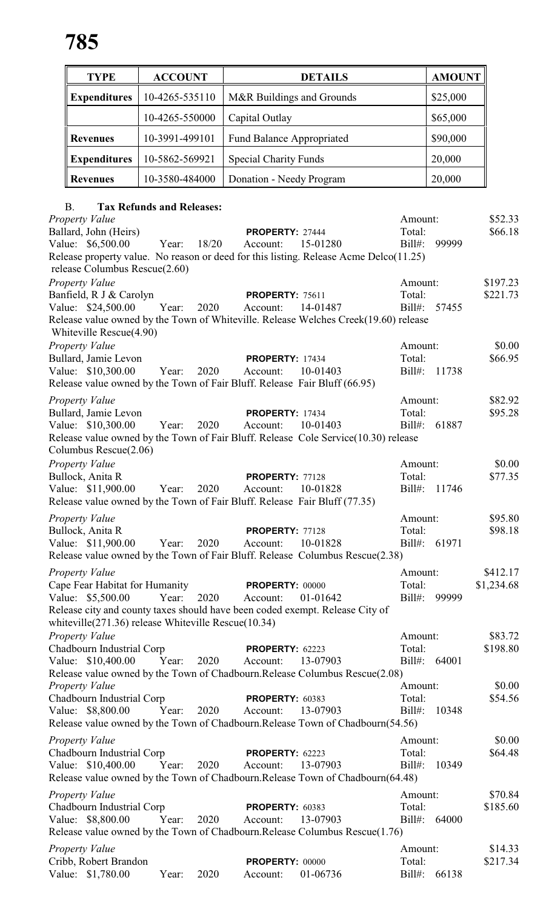| TYPE | ACCOUNT | DETAILS | AMOUNT |
|---|---|---|---|
| **Expenditures** | 10-4265-535110 | M&R Buildings and Grounds | $25,000 |
| | 10-4265-550000 | Capital Outlay | $65,000 |
| **Revenues** | 10-3991-499101 | Fund Balance Appropriated | $90,000 |
| **Expenditures** | 10-5862-569921 | Special Charity Funds | 20,000 |
| **Revenues** | 10-3580-484000 | Donation - Needy Program | 20,000 |

B. **Tax Refunds and Releases:**

*Property Value* — Amount: $52.33
Ballard, John (Heirs) — **PROPERTY:** 27444 — Total: $66.18
Value: $6,500.00 Year: 18/20 Account: 15-01280 Bill#: 99999
Release property value. No reason or deed for this listing. Release Acme Delco(11.25) release Columbus Rescue(2.60)

*Property Value* — Amount: $197.23
Banfield, R J & Carolyn — **PROPERTY:** 75611 — Total: $221.73
Value: $24,500.00 Year: 2020 Account: 14-01487 Bill#: 57455
Release value owned by the Town of Whiteville. Release Welches Creek(19.60) release Whiteville Rescue(4.90)

*Property Value* — Amount: $0.00
Bullard, Jamie Levon — **PROPERTY:** 17434 — Total: $66.95
Value: $10,300.00 Year: 2020 Account: 10-01403 Bill#: 11738
Release value owned by the Town of Fair Bluff. Release Fair Bluff (66.95)

*Property Value* — Amount: $82.92
Bullard, Jamie Levon — **PROPERTY:** 17434 — Total: $95.28
Value: $10,300.00 Year: 2020 Account: 10-01403 Bill#: 61887
Release value owned by the Town of Fair Bluff. Release Cole Service(10.30) release Columbus Rescue(2.06)

*Property Value* — Amount: $0.00
Bullock, Anita R — **PROPERTY:** 77128 — Total: $77.35
Value: $11,900.00 Year: 2020 Account: 10-01828 Bill#: 11746
Release value owned by the Town of Fair Bluff. Release Fair Bluff (77.35)

*Property Value* — Amount: $95.80
Bullock, Anita R — **PROPERTY:** 77128 — Total: $98.18
Value: $11,900.00 Year: 2020 Account: 10-01828 Bill#: 61971
Release value owned by the Town of Fair Bluff. Release Columbus Rescue(2.38)

*Property Value* — Amount: $412.17
Cape Fear Habitat for Humanity — **PROPERTY:** 00000 — Total: $1,234.68
Value: $5,500.00 Year: 2020 Account: 01-01642 Bill#: 99999
Release city and county taxes should have been coded exempt. Release City of whiteville(271.36) release Whiteville Rescue(10.34)

*Property Value* — Amount: $83.72
Chadbourn Industrial Corp — **PROPERTY:** 62223 — Total: $198.80
Value: $10,400.00 Year: 2020 Account: 13-07903 Bill#: 64001
Release value owned by the Town of Chadbourn.Release Columbus Rescue(2.08)

*Property Value* — Amount: $0.00
Chadbourn Industrial Corp — **PROPERTY:** 60383 — Total: $54.56
Value: $8,800.00 Year: 2020 Account: 13-07903 Bill#: 10348
Release value owned by the Town of Chadbourn.Release Town of Chadbourn(54.56)

*Property Value* — Amount: $0.00
Chadbourn Industrial Corp — **PROPERTY:** 62223 — Total: $64.48
Value: $10,400.00 Year: 2020 Account: 13-07903 Bill#: 10349
Release value owned by the Town of Chadbourn.Release Town of Chadbourn(64.48)

*Property Value* — Amount: $70.84
Chadbourn Industrial Corp — **PROPERTY:** 60383 — Total: $185.60
Value: $8,800.00 Year: 2020 Account: 13-07903 Bill#: 64000
Release value owned by the Town of Chadbourn.Release Columbus Rescue(1.76)

*Property Value* — Amount: $14.33
Cribb, Robert Brandon — **PROPERTY:** 00000 — Total: $217.34
Value: $1,780.00 Year: 2020 Account: 01-06736 Bill#: 66138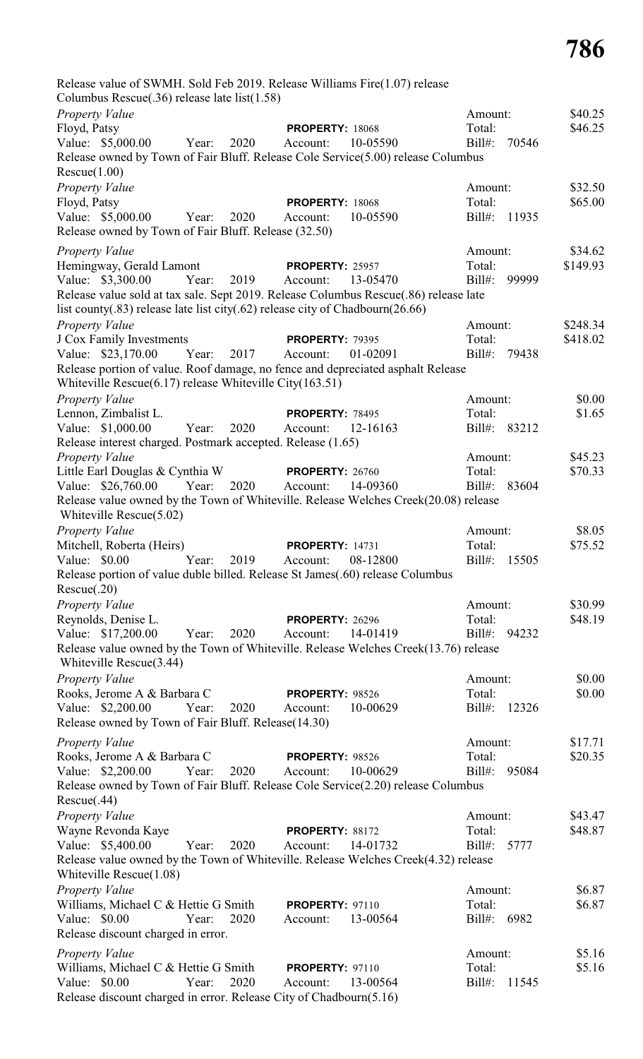Release value of SWMH. Sold Feb 2019. Release Williams Fire(1.07) release Columbus Rescue(.36) release late list(1.58)

*Property Value*
Floyd, Patsy **PROPERTY:** 18068
Value: $5,000.00 Year: 2020 Account: 10-05590
Amount: $40.25
Total: $46.25
Bill#: 70546
Release owned by Town of Fair Bluff. Release Cole Service(5.00) release Columbus Rescue(1.00)

*Property Value*
Floyd, Patsy **PROPERTY:** 18068
Value: $5,000.00 Year: 2020 Account: 10-05590
Amount: $32.50
Total: $65.00
Bill#: 11935
Release owned by Town of Fair Bluff. Release (32.50)

*Property Value*
Hemingway, Gerald Lamont **PROPERTY:** 25957
Value: $3,300.00 Year: 2019 Account: 13-05470
Amount: $34.62
Total: $149.93
Bill#: 99999
Release value sold at tax sale. Sept 2019. Release Columbus Rescue(.86) release late list county(.83) release late list city(.62) release city of Chadbourn(26.66)

*Property Value*
J Cox Family Investments **PROPERTY:** 79395
Value: $23,170.00 Year: 2017 Account: 01-02091
Amount: $248.34
Total: $418.02
Bill#: 79438
Release portion of value. Roof damage, no fence and depreciated asphalt Release Whiteville Rescue(6.17) release Whiteville City(163.51)

*Property Value*
Lennon, Zimbalist L. **PROPERTY:** 78495
Value: $1,000.00 Year: 2020 Account: 12-16163
Amount: $0.00
Total: $1.65
Bill#: 83212
Release interest charged. Postmark accepted. Release (1.65)

*Property Value*
Little Earl Douglas & Cynthia W **PROPERTY:** 26760
Value: $26,760.00 Year: 2020 Account: 14-09360
Amount: $45.23
Total: $70.33
Bill#: 83604
Release value owned by the Town of Whiteville. Release Welches Creek(20.08) release Whiteville Rescue(5.02)

*Property Value*
Mitchell, Roberta (Heirs) **PROPERTY:** 14731
Value: $0.00 Year: 2019 Account: 08-12800
Amount: $8.05
Total: $75.52
Bill#: 15505
Release portion of value duble billed. Release St James(.60) release Columbus Rescue(.20)

*Property Value*
Reynolds, Denise L. **PROPERTY:** 26296
Value: $17,200.00 Year: 2020 Account: 14-01419
Amount: $30.99
Total: $48.19
Bill#: 94232
Release value owned by the Town of Whiteville. Release Welches Creek(13.76) release Whiteville Rescue(3.44)

*Property Value*
Rooks, Jerome A & Barbara C **PROPERTY:** 98526
Value: $2,200.00 Year: 2020 Account: 10-00629
Amount: $0.00
Total: $0.00
Bill#: 12326
Release owned by Town of Fair Bluff. Release(14.30)

*Property Value*
Rooks, Jerome A & Barbara C **PROPERTY:** 98526
Value: $2,200.00 Year: 2020 Account: 10-00629
Amount: $17.71
Total: $20.35
Bill#: 95084
Release owned by Town of Fair Bluff. Release Cole Service(2.20) release Columbus Rescue(.44)

*Property Value*
Wayne Revonda Kaye **PROPERTY:** 88172
Value: $5,400.00 Year: 2020 Account: 14-01732
Amount: $43.47
Total: $48.87
Bill#: 5777
Release value owned by the Town of Whiteville. Release Welches Creek(4.32) release Whiteville Rescue(1.08)

*Property Value*
Williams, Michael C & Hettie G Smith **PROPERTY:** 97110
Value: $0.00 Year: 2020 Account: 13-00564
Amount: $6.87
Total: $6.87
Bill#: 6982
Release discount charged in error.

*Property Value*
Williams, Michael C & Hettie G Smith **PROPERTY:** 97110
Value: $0.00 Year: 2020 Account: 13-00564
Amount: $5.16
Total: $5.16
Bill#: 11545
Release discount charged in error. Release City of Chadbourn(5.16)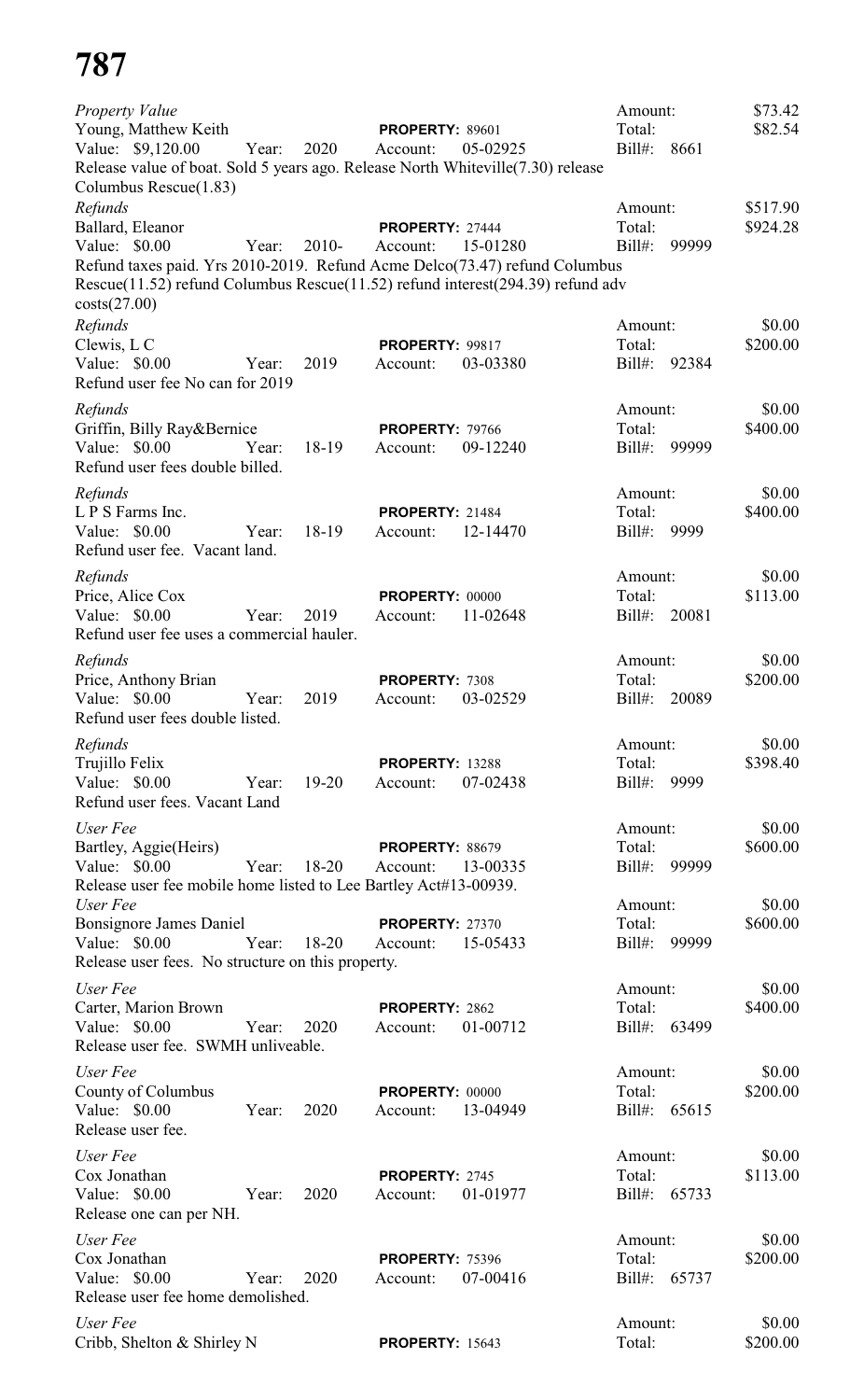# 787

*Property Value*
Young, Matthew Keith **PROPERTY:** 89601 Amount: $73.42
Value: $9,120.00 Year: 2020 Account: 05-02925 Total: $82.54
Bill#: 8661
Release value of boat. Sold 5 years ago. Release North Whiteville(7.30) release Columbus Rescue(1.83)

*Refunds*
Ballard, Eleanor **PROPERTY:** 27444 Amount: $517.90
Value: $0.00 Year: 2010- Account: 15-01280 Total: $924.28
Bill#: 99999
Refund taxes paid. Yrs 2010-2019. Refund Acme Delco(73.47) refund Columbus Rescue(11.52) refund Columbus Rescue(11.52) refund interest(294.39) refund adv costs(27.00)

*Refunds*
Clewis, L C **PROPERTY:** 99817 Amount: $0.00
Value: $0.00 Year: 2019 Account: 03-03380 Total: $200.00
Bill#: 92384
Refund user fee No can for 2019

*Refunds*
Griffin, Billy Ray&Bernice **PROPERTY:** 79766 Amount: $0.00
Value: $0.00 Year: 18-19 Account: 09-12240 Total: $400.00
Bill#: 99999
Refund user fees double billed.

*Refunds*
L P S Farms Inc. **PROPERTY:** 21484 Amount: $0.00
Value: $0.00 Year: 18-19 Account: 12-14470 Total: $400.00
Bill#: 9999
Refund user fee. Vacant land.

*Refunds*
Price, Alice Cox **PROPERTY:** 00000 Amount: $0.00
Value: $0.00 Year: 2019 Account: 11-02648 Total: $113.00
Bill#: 20081
Refund user fee uses a commercial hauler.

*Refunds*
Price, Anthony Brian **PROPERTY:** 7308 Amount: $0.00
Value: $0.00 Year: 2019 Account: 03-02529 Total: $200.00
Bill#: 20089
Refund user fees double listed.

*Refunds*
Trujillo Felix **PROPERTY:** 13288 Amount: $0.00
Value: $0.00 Year: 19-20 Account: 07-02438 Total: $398.40
Bill#: 9999
Refund user fees. Vacant Land

*User Fee*
Bartley, Aggie(Heirs) **PROPERTY:** 88679 Amount: $0.00
Value: $0.00 Year: 18-20 Account: 13-00335 Total: $600.00
Bill#: 99999
Release user fee mobile home listed to Lee Bartley Act#13-00939.

*User Fee*
Bonsignore James Daniel **PROPERTY:** 27370 Amount: $0.00
Value: $0.00 Year: 18-20 Account: 15-05433 Total: $600.00
Bill#: 99999
Release user fees. No structure on this property.

*User Fee*
Carter, Marion Brown **PROPERTY:** 2862 Amount: $0.00
Value: $0.00 Year: 2020 Account: 01-00712 Total: $400.00
Bill#: 63499
Release user fee. SWMH unliveable.

*User Fee*
County of Columbus **PROPERTY:** 00000 Amount: $0.00
Value: $0.00 Year: 2020 Account: 13-04949 Total: $200.00
Bill#: 65615
Release user fee.

*User Fee*
Cox Jonathan **PROPERTY:** 2745 Amount: $0.00
Value: $0.00 Year: 2020 Account: 01-01977 Total: $113.00
Bill#: 65733
Release one can per NH.

*User Fee*
Cox Jonathan **PROPERTY:** 75396 Amount: $0.00
Value: $0.00 Year: 2020 Account: 07-00416 Total: $200.00
Bill#: 65737
Release user fee home demolished.

*User Fee*
Cribb, Shelton & Shirley N **PROPERTY:** 15643 Amount: $0.00
Total: $200.00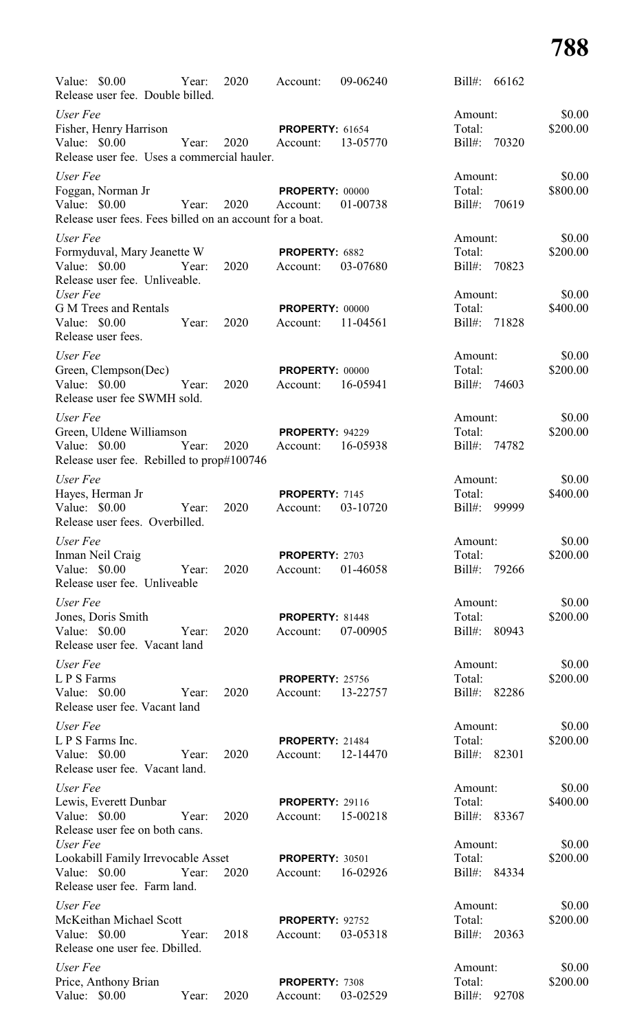Value: $0.00 Year: 2020 Account: 09-06240 Bill#: 66162
Release user fee. Double billed.

*User Fee*
Fisher, Henry Harrison **PROPERTY:** 61654 Amount: $0.00
Value: $0.00 Year: 2020 Account: 13-05770 Total: $200.00
Bill#: 70320
Release user fee. Uses a commercial hauler.

*User Fee*
Foggan, Norman Jr **PROPERTY:** 00000 Amount: $0.00
Value: $0.00 Year: 2020 Account: 01-00738 Total: $800.00
Bill#: 70619
Release user fees. Fees billed on an account for a boat.

*User Fee*
Formyduval, Mary Jeanette W **PROPERTY:** 6882 Amount: $0.00
Value: $0.00 Year: 2020 Account: 03-07680 Total: $200.00
Bill#: 70823
Release user fee. Unliveable.

*User Fee*
G M Trees and Rentals **PROPERTY:** 00000 Amount: $0.00
Value: $0.00 Year: 2020 Account: 11-04561 Total: $400.00
Bill#: 71828
Release user fees.

*User Fee*
Green, Clempson(Dec) **PROPERTY:** 00000 Amount: $0.00
Value: $0.00 Year: 2020 Account: 16-05941 Total: $200.00
Bill#: 74603
Release user fee SWMH sold.

*User Fee*
Green, Uldene Williamson **PROPERTY:** 94229 Amount: $0.00
Value: $0.00 Year: 2020 Account: 16-05938 Total: $200.00
Bill#: 74782
Release user fee. Rebilled to prop#100746

*User Fee*
Hayes, Herman Jr **PROPERTY:** 7145 Amount: $0.00
Value: $0.00 Year: 2020 Account: 03-10720 Total: $400.00
Bill#: 99999
Release user fees. Overbilled.

*User Fee*
Inman Neil Craig **PROPERTY:** 2703 Amount: $0.00
Value: $0.00 Year: 2020 Account: 01-46058 Total: $200.00
Bill#: 79266
Release user fee. Unliveable

*User Fee*
Jones, Doris Smith **PROPERTY:** 81448 Amount: $0.00
Value: $0.00 Year: 2020 Account: 07-00905 Total: $200.00
Bill#: 80943
Release user fee. Vacant land

*User Fee*
L P S Farms **PROPERTY:** 25756 Amount: $0.00
Value: $0.00 Year: 2020 Account: 13-22757 Total: $200.00
Bill#: 82286
Release user fee. Vacant land

*User Fee*
L P S Farms Inc. **PROPERTY:** 21484 Amount: $0.00
Value: $0.00 Year: 2020 Account: 12-14470 Total: $200.00
Bill#: 82301
Release user fee. Vacant land.

*User Fee*
Lewis, Everett Dunbar **PROPERTY:** 29116 Amount: $0.00
Value: $0.00 Year: 2020 Account: 15-00218 Total: $400.00
Bill#: 83367
Release user fee on both cans.

*User Fee*
Lookabill Family Irrevocable Asset **PROPERTY:** 30501 Amount: $0.00
Value: $0.00 Year: 2020 Account: 16-02926 Total: $200.00
Bill#: 84334
Release user fee. Farm land.

*User Fee*
McKeithan Michael Scott **PROPERTY:** 92752 Amount: $0.00
Value: $0.00 Year: 2018 Account: 03-05318 Total: $200.00
Bill#: 20363
Release one user fee. Dbilled.

*User Fee*
Price, Anthony Brian **PROPERTY:** 7308 Amount: $0.00
Value: $0.00 Year: 2020 Account: 03-02529 Total: $200.00
Bill#: 92708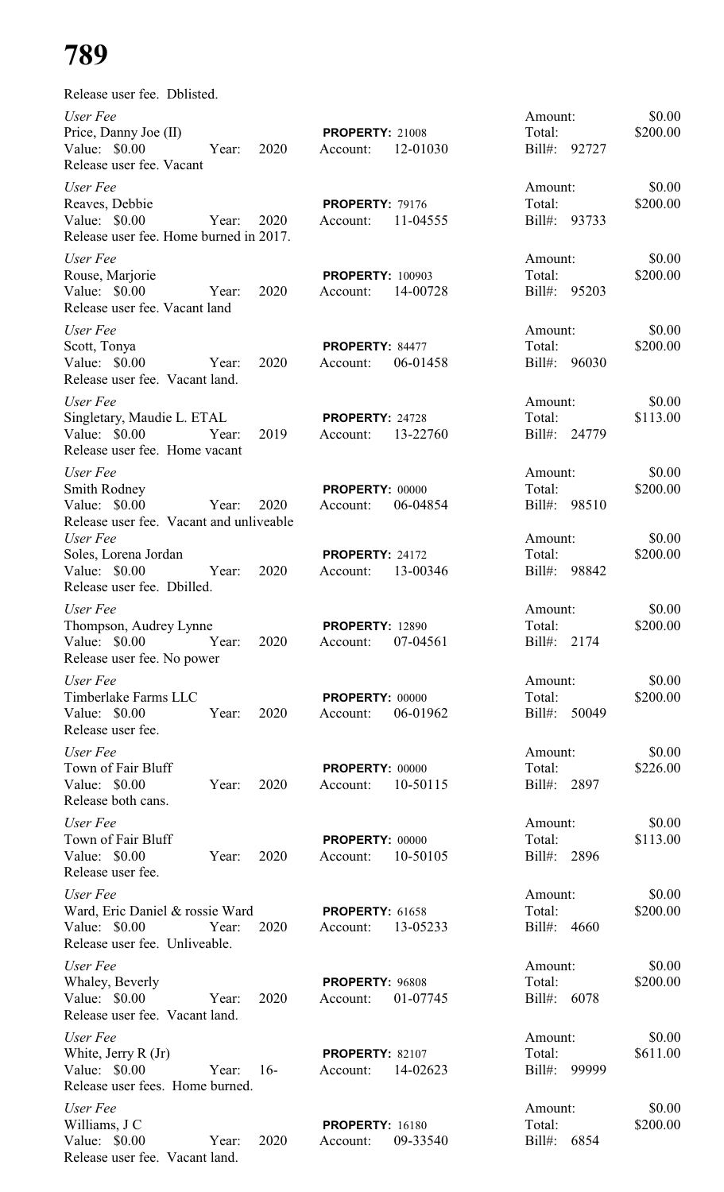# 789

Release user fee. Dblisted.

*User Fee*
Price, Danny Joe (II) — **PROPERTY:** 21008 — Amount: $0.00
Value: $0.00 Year: 2020 — Account: 12-01030 — Total: $200.00
Release user fee. Vacant — Bill#: 92727

*User Fee*
Reaves, Debbie — **PROPERTY:** 79176 — Amount: $0.00
Value: $0.00 Year: 2020 — Account: 11-04555 — Total: $200.00
Release user fee. Home burned in 2017. — Bill#: 93733

*User Fee*
Rouse, Marjorie — **PROPERTY:** 100903 — Amount: $0.00
Value: $0.00 Year: 2020 — Account: 14-00728 — Total: $200.00
Release user fee. Vacant land — Bill#: 95203

*User Fee*
Scott, Tonya — **PROPERTY:** 84477 — Amount: $0.00
Value: $0.00 Year: 2020 — Account: 06-01458 — Total: $200.00
Release user fee. Vacant land. — Bill#: 96030

*User Fee*
Singletary, Maudie L. ETAL — **PROPERTY:** 24728 — Amount: $0.00
Value: $0.00 Year: 2019 — Account: 13-22760 — Total: $113.00
Release user fee. Home vacant — Bill#: 24779

*User Fee*
Smith Rodney — **PROPERTY:** 00000 — Amount: $0.00
Value: $0.00 Year: 2020 — Account: 06-04854 — Total: $200.00
Release user fee. Vacant and unliveable — Bill#: 98510

*User Fee*
Soles, Lorena Jordan — **PROPERTY:** 24172 — Amount: $0.00
Value: $0.00 Year: 2020 — Account: 13-00346 — Total: $200.00
Release user fee. Dbilled. — Bill#: 98842

*User Fee*
Thompson, Audrey Lynne — **PROPERTY:** 12890 — Amount: $0.00
Value: $0.00 Year: 2020 — Account: 07-04561 — Total: $200.00
Release user fee. No power — Bill#: 2174

*User Fee*
Timberlake Farms LLC — **PROPERTY:** 00000 — Amount: $0.00
Value: $0.00 Year: 2020 — Account: 06-01962 — Total: $200.00
Release user fee. — Bill#: 50049

*User Fee*
Town of Fair Bluff — **PROPERTY:** 00000 — Amount: $0.00
Value: $0.00 Year: 2020 — Account: 10-50115 — Total: $226.00
Release both cans. — Bill#: 2897

*User Fee*
Town of Fair Bluff — **PROPERTY:** 00000 — Amount: $0.00
Value: $0.00 Year: 2020 — Account: 10-50105 — Total: $113.00
Release user fee. — Bill#: 2896

*User Fee*
Ward, Eric Daniel & rossie Ward — **PROPERTY:** 61658 — Amount: $0.00
Value: $0.00 Year: 2020 — Account: 13-05233 — Total: $200.00
Release user fee. Unliveable. — Bill#: 4660

*User Fee*
Whaley, Beverly — **PROPERTY:** 96808 — Amount: $0.00
Value: $0.00 Year: 2020 — Account: 01-07745 — Total: $200.00
Release user fee. Vacant land. — Bill#: 6078

*User Fee*
White, Jerry R (Jr) — **PROPERTY:** 82107 — Amount: $0.00
Value: $0.00 Year: 16- — Account: 14-02623 — Total: $611.00
Release user fees. Home burned. — Bill#: 99999

*User Fee*
Williams, J C — **PROPERTY:** 16180 — Amount: $0.00
Value: $0.00 Year: 2020 — Account: 09-33540 — Total: $200.00
Release user fee. Vacant land. — Bill#: 6854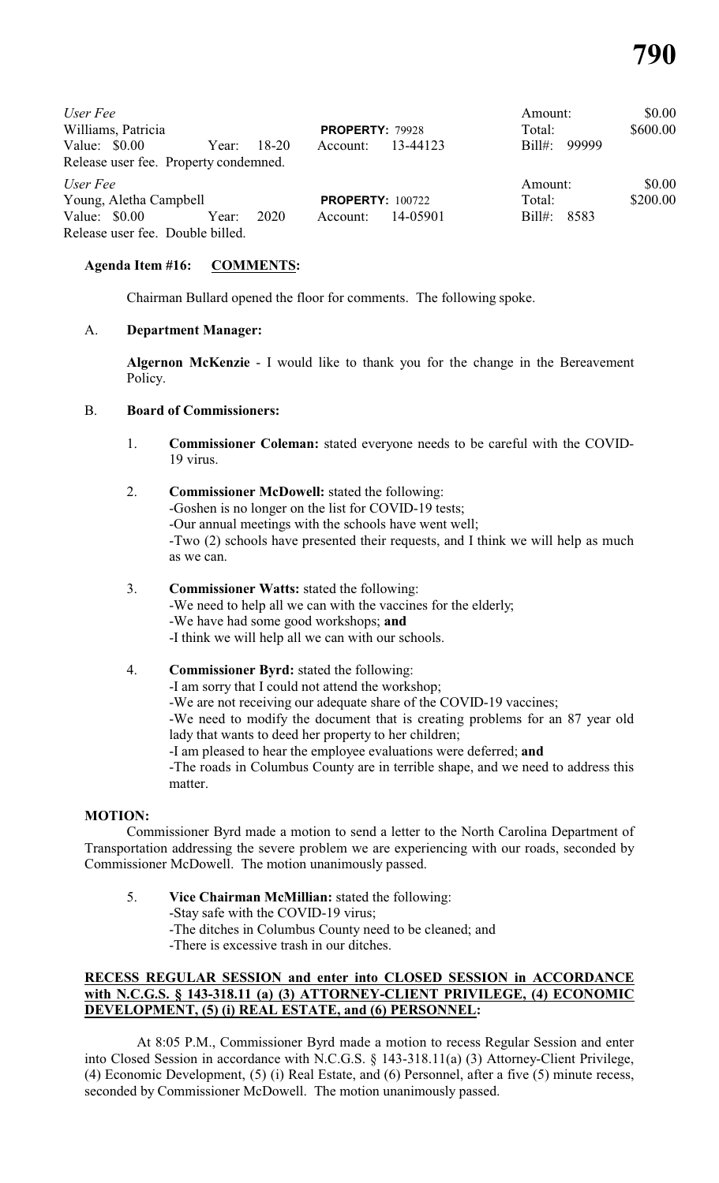*User Fee*
Williams, Patricia **PROPERTY:** 79928
Value: $0.00 Year: 18-20 Account: 13-44123
Release user fee. Property condemned.
Amount: $0.00
Total: $600.00
Bill#: 99999

*User Fee*
Young, Aletha Campbell **PROPERTY:** 100722
Value: $0.00 Year: 2020 Account: 14-05901
Release user fee. Double billed.
Amount: $0.00
Total: $200.00
Bill#: 8583

### Agenda Item #16: COMMENTS:

Chairman Bullard opened the floor for comments. The following spoke.

A. **Department Manager:**

**Algernon McKenzie** - I would like to thank you for the change in the Bereavement Policy.

B. **Board of Commissioners:**

1. **Commissioner Coleman:** stated everyone needs to be careful with the COVID-19 virus.

2. **Commissioner McDowell:** stated the following:
   -Goshen is no longer on the list for COVID-19 tests;
   -Our annual meetings with the schools have went well;
   -Two (2) schools have presented their requests, and I think we will help as much as we can.

3. **Commissioner Watts:** stated the following:
   -We need to help all we can with the vaccines for the elderly;
   -We have had some good workshops; **and**
   -I think we will help all we can with our schools.

4. **Commissioner Byrd:** stated the following:
   -I am sorry that I could not attend the workshop;
   -We are not receiving our adequate share of the COVID-19 vaccines;
   -We need to modify the document that is creating problems for an 87 year old lady that wants to deed her property to her children;
   -I am pleased to hear the employee evaluations were deferred; **and**
   -The roads in Columbus County are in terrible shape, and we need to address this matter.

**MOTION:**

Commissioner Byrd made a motion to send a letter to the North Carolina Department of Transportation addressing the severe problem we are experiencing with our roads, seconded by Commissioner McDowell. The motion unanimously passed.

5. **Vice Chairman McMillian:** stated the following:
   -Stay safe with the COVID-19 virus;
   -The ditches in Columbus County need to be cleaned; and
   -There is excessive trash in our ditches.

**RECESS REGULAR SESSION and enter into CLOSED SESSION in ACCORDANCE with N.C.G.S. § 143-318.11 (a) (3) ATTORNEY-CLIENT PRIVILEGE, (4) ECONOMIC DEVELOPMENT, (5) (i) REAL ESTATE, and (6) PERSONNEL:**

At 8:05 P.M., Commissioner Byrd made a motion to recess Regular Session and enter into Closed Session in accordance with N.C.G.S. § 143-318.11(a) (3) Attorney-Client Privilege, (4) Economic Development, (5) (i) Real Estate, and (6) Personnel, after a five (5) minute recess, seconded by Commissioner McDowell. The motion unanimously passed.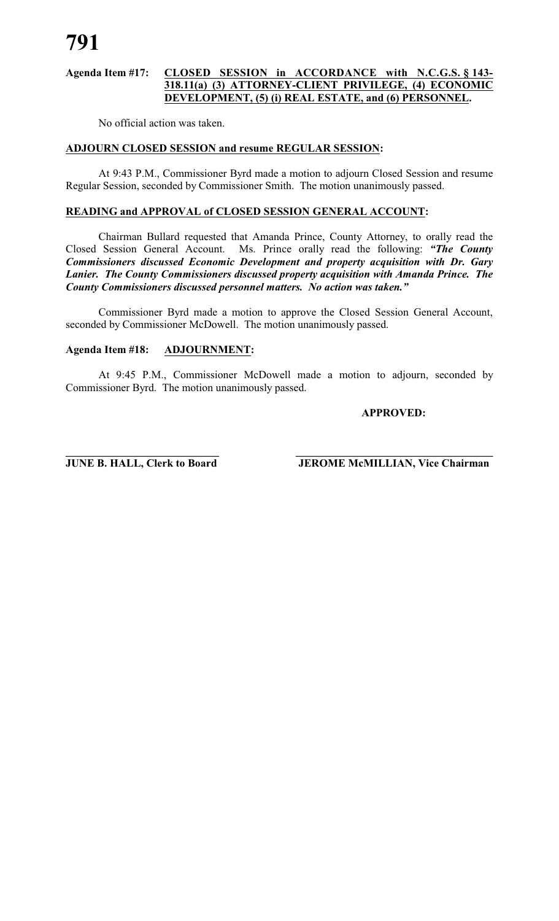**Agenda Item #17: CLOSED SESSION in ACCORDANCE with N.C.G.S. § 143-318.11(a) (3) ATTORNEY-CLIENT PRIVILEGE, (4) ECONOMIC DEVELOPMENT, (5) (i) REAL ESTATE, and (6) PERSONNEL.**

No official action was taken.

**ADJOURN CLOSED SESSION and resume REGULAR SESSION:**

At 9:43 P.M., Commissioner Byrd made a motion to adjourn Closed Session and resume Regular Session, seconded by Commissioner Smith. The motion unanimously passed.

**READING and APPROVAL of CLOSED SESSION GENERAL ACCOUNT:**

Chairman Bullard requested that Amanda Prince, County Attorney, to orally read the Closed Session General Account. Ms. Prince orally read the following: ***"The County Commissioners discussed Economic Development and property acquisition with Dr. Gary Lanier. The County Commissioners discussed property acquisition with Amanda Prince. The County Commissioners discussed personnel matters. No action was taken."***

Commissioner Byrd made a motion to approve the Closed Session General Account, seconded by Commissioner McDowell. The motion unanimously passed.

**Agenda Item #18: ADJOURNMENT:**

At 9:45 P.M., Commissioner McDowell made a motion to adjourn, seconded by Commissioner Byrd. The motion unanimously passed.

**APPROVED:**

\_\_\_\_\_\_\_\_\_\_\_\_\_\_\_\_\_\_\_\_\_\_\_\_\_\_\_\_ \_\_\_\_\_\_\_\_\_\_\_\_\_\_\_\_\_\_\_\_\_\_\_\_\_\_\_\_\_\_\_\_\_\_\_\_

**JUNE B. HALL, Clerk to Board** **JEROME McMILLIAN, Vice Chairman**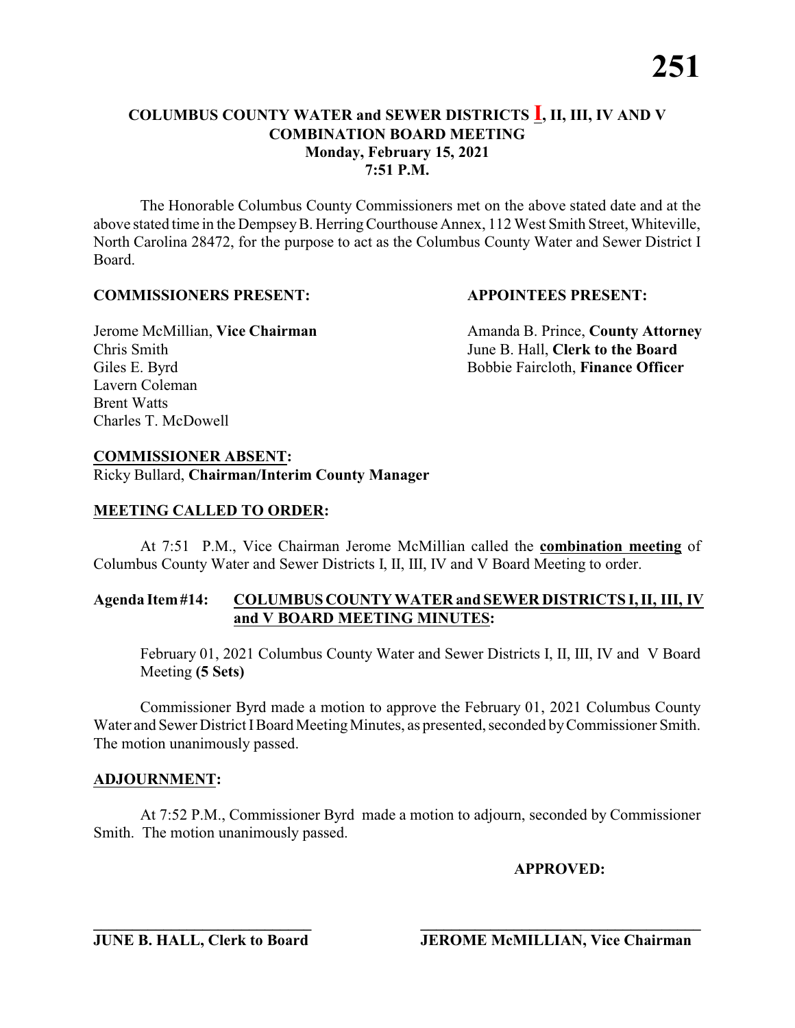# COLUMBUS COUNTY WATER and SEWER DISTRICTS I, II, III, IV AND V COMBINATION BOARD MEETING

**Monday, February 15, 2021**
**7:51 P.M.**

The Honorable Columbus County Commissioners met on the above stated date and at the above stated time in the Dempsey B. Herring Courthouse Annex, 112 West Smith Street, Whiteville, North Carolina 28472, for the purpose to act as the Columbus County Water and Sewer District I Board.

**COMMISSIONERS PRESENT:**

Jerome McMillian, **Vice Chairman**
Chris Smith
Giles E. Byrd
Lavern Coleman
Brent Watts
Charles T. McDowell

**APPOINTEES PRESENT:**

Amanda B. Prince, **County Attorney**
June B. Hall, **Clerk to the Board**
Bobbie Faircloth, **Finance Officer**

**COMMISSIONER ABSENT:**
Ricky Bullard, **Chairman/Interim County Manager**

**MEETING CALLED TO ORDER:**

At 7:51 P.M., Vice Chairman Jerome McMillian called the **combination meeting** of Columbus County Water and Sewer Districts I, II, III, IV and V Board Meeting to order.

**Agenda Item #14: COLUMBUS COUNTY WATER and SEWER DISTRICTS I, II, III, IV and V BOARD MEETING MINUTES:**

February 01, 2021 Columbus County Water and Sewer Districts I, II, III, IV and V Board Meeting **(5 Sets)**

Commissioner Byrd made a motion to approve the February 01, 2021 Columbus County Water and Sewer District I Board Meeting Minutes, as presented, seconded by Commissioner Smith. The motion unanimously passed.

**ADJOURNMENT:**

At 7:52 P.M., Commissioner Byrd made a motion to adjourn, seconded by Commissioner Smith. The motion unanimously passed.

**APPROVED:**

\_\_\_\_\_\_\_\_\_\_\_\_\_\_\_\_\_\_\_\_\_\_\_\_\_\_\_\_\_\_
**JUNE B. HALL, Clerk to Board**

\_\_\_\_\_\_\_\_\_\_\_\_\_\_\_\_\_\_\_\_\_\_\_\_\_\_\_\_\_\_
**JEROME McMILLIAN, Vice Chairman**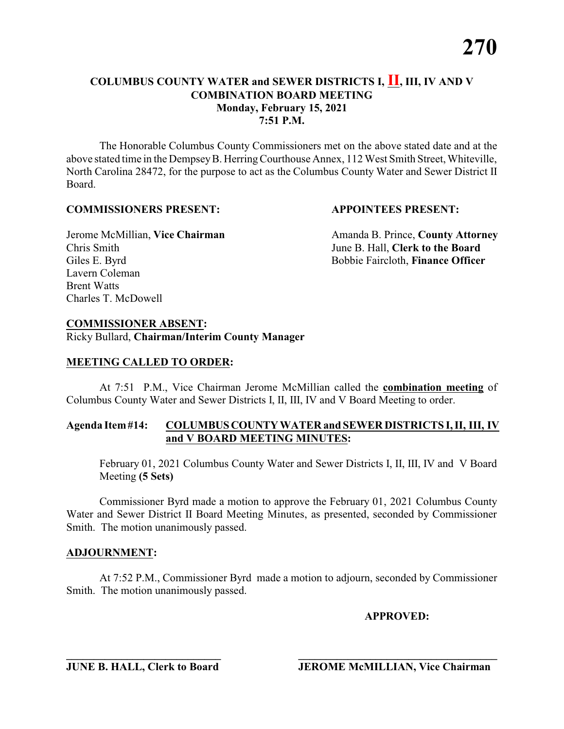# COLUMBUS COUNTY WATER and SEWER DISTRICTS I, II, III, IV AND V
## COMBINATION BOARD MEETING
### Monday, February 15, 2021
### 7:51 P.M.

The Honorable Columbus County Commissioners met on the above stated date and at the above stated time in the Dempsey B. Herring Courthouse Annex, 112 West Smith Street, Whiteville, North Carolina 28472, for the purpose to act as the Columbus County Water and Sewer District II Board.

**COMMISSIONERS PRESENT:**

Jerome McMillian, **Vice Chairman**
Chris Smith
Giles E. Byrd
Lavern Coleman
Brent Watts
Charles T. McDowell

**APPOINTEES PRESENT:**

Amanda B. Prince, **County Attorney**
June B. Hall, **Clerk to the Board**
Bobbie Faircloth, **Finance Officer**

**COMMISSIONER ABSENT:**
Ricky Bullard, **Chairman/Interim County Manager**

**MEETING CALLED TO ORDER:**

At 7:51 P.M., Vice Chairman Jerome McMillian called the **combination meeting** of Columbus County Water and Sewer Districts I, II, III, IV and V Board Meeting to order.

**Agenda Item #14: COLUMBUS COUNTY WATER and SEWER DISTRICTS I, II, III, IV and V BOARD MEETING MINUTES:**

February 01, 2021 Columbus County Water and Sewer Districts I, II, III, IV and V Board Meeting **(5 Sets)**

Commissioner Byrd made a motion to approve the February 01, 2021 Columbus County Water and Sewer District II Board Meeting Minutes, as presented, seconded by Commissioner Smith. The motion unanimously passed.

**ADJOURNMENT:**

At 7:52 P.M., Commissioner Byrd made a motion to adjourn, seconded by Commissioner Smith. The motion unanimously passed.

**APPROVED:**

______________________________
**JUNE B. HALL, Clerk to Board**

______________________________
**JEROME McMILLIAN, Vice Chairman**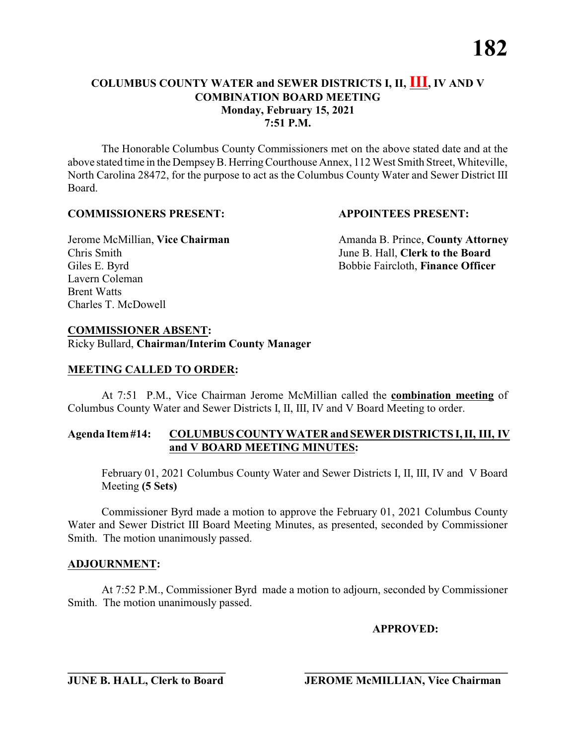## COLUMBUS COUNTY WATER and SEWER DISTRICTS I, II, III, IV AND V COMBINATION BOARD MEETING
### Monday, February 15, 2021
### 7:51 P.M.

The Honorable Columbus County Commissioners met on the above stated date and at the above stated time in the Dempsey B. Herring Courthouse Annex, 112 West Smith Street, Whiteville, North Carolina 28472, for the purpose to act as the Columbus County Water and Sewer District III Board.

**COMMISSIONERS PRESENT:**

Jerome McMillian, **Vice Chairman**
Chris Smith
Giles E. Byrd
Lavern Coleman
Brent Watts
Charles T. McDowell

**APPOINTEES PRESENT:**

Amanda B. Prince, **County Attorney**
June B. Hall, **Clerk to the Board**
Bobbie Faircloth, **Finance Officer**

**COMMISSIONER ABSENT:**
Ricky Bullard, **Chairman/Interim County Manager**

**MEETING CALLED TO ORDER:**

At 7:51 P.M., Vice Chairman Jerome McMillian called the **combination meeting** of Columbus County Water and Sewer Districts I, II, III, IV and V Board Meeting to order.

**Agenda Item #14: COLUMBUS COUNTY WATER and SEWER DISTRICTS I, II, III, IV and V BOARD MEETING MINUTES:**

February 01, 2021 Columbus County Water and Sewer Districts I, II, III, IV and V Board Meeting **(5 Sets)**

Commissioner Byrd made a motion to approve the February 01, 2021 Columbus County Water and Sewer District III Board Meeting Minutes, as presented, seconded by Commissioner Smith. The motion unanimously passed.

**ADJOURNMENT:**

At 7:52 P.M., Commissioner Byrd made a motion to adjourn, seconded by Commissioner Smith. The motion unanimously passed.

**APPROVED:**

______________________________
**JUNE B. HALL, Clerk to Board**

______________________________
**JEROME McMILLIAN, Vice Chairman**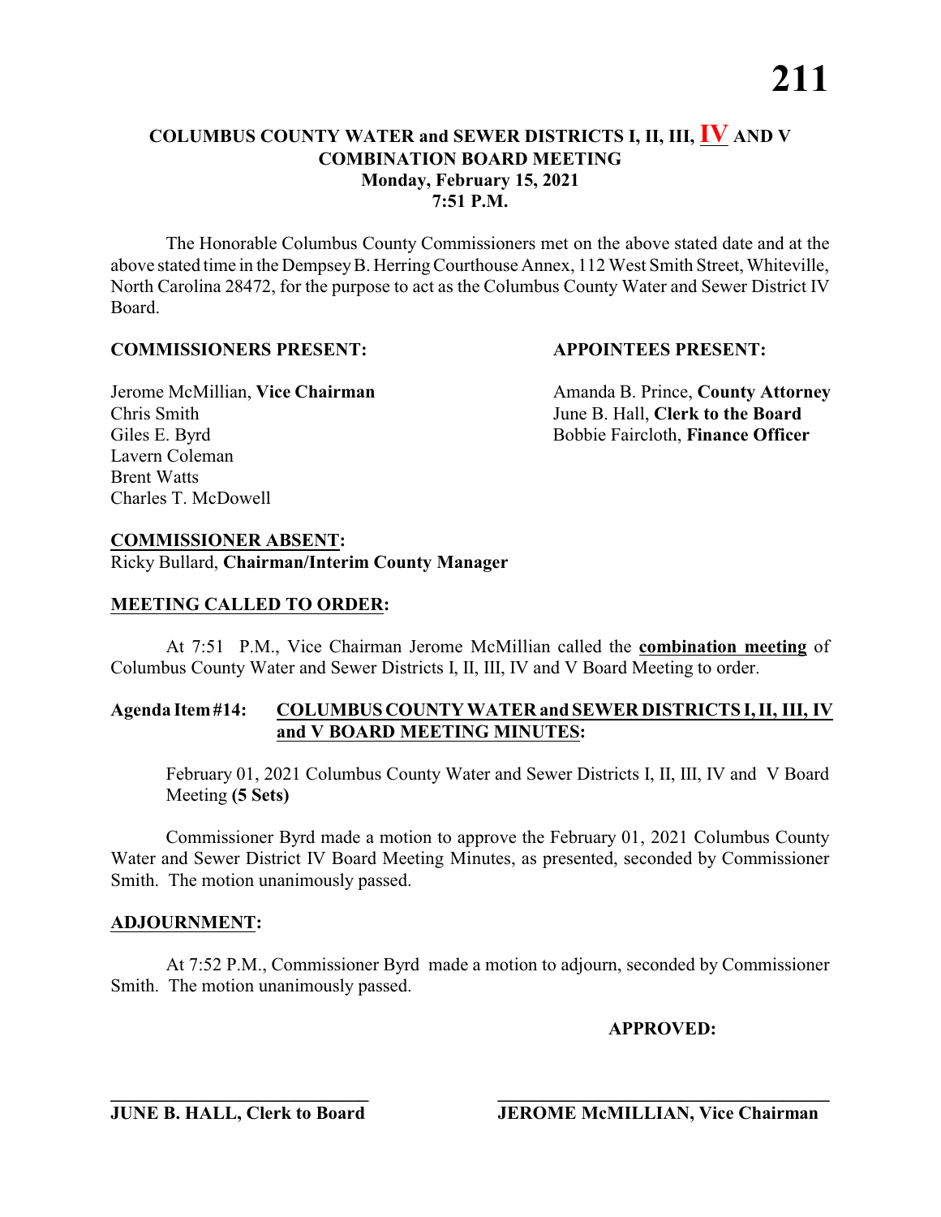# COLUMBUS COUNTY WATER and SEWER DISTRICTS I, II, III, IV AND V
## COMBINATION BOARD MEETING
### Monday, February 15, 2021
### 7:51 P.M.

The Honorable Columbus County Commissioners met on the above stated date and at the above stated time in the Dempsey B. Herring Courthouse Annex, 112 West Smith Street, Whiteville, North Carolina 28472, for the purpose to act as the Columbus County Water and Sewer District IV Board.

**COMMISSIONERS PRESENT:**

Jerome McMillian, **Vice Chairman**
Chris Smith
Giles E. Byrd
Lavern Coleman
Brent Watts
Charles T. McDowell

**APPOINTEES PRESENT:**

Amanda B. Prince, **County Attorney**
June B. Hall, **Clerk to the Board**
Bobbie Faircloth, **Finance Officer**

**COMMISSIONER ABSENT:**
Ricky Bullard, **Chairman/Interim County Manager**

**MEETING CALLED TO ORDER:**

At 7:51 P.M., Vice Chairman Jerome McMillian called the **combination meeting** of Columbus County Water and Sewer Districts I, II, III, IV and V Board Meeting to order.

**Agenda Item #14: COLUMBUS COUNTY WATER and SEWER DISTRICTS I, II, III, IV and V BOARD MEETING MINUTES:**

February 01, 2021 Columbus County Water and Sewer Districts I, II, III, IV and V Board Meeting **(5 Sets)**

Commissioner Byrd made a motion to approve the February 01, 2021 Columbus County Water and Sewer District IV Board Meeting Minutes, as presented, seconded by Commissioner Smith. The motion unanimously passed.

**ADJOURNMENT:**

At 7:52 P.M., Commissioner Byrd made a motion to adjourn, seconded by Commissioner Smith. The motion unanimously passed.

**APPROVED:**

______________________________
**JUNE B. HALL, Clerk to Board**

______________________________
**JEROME McMILLIAN, Vice Chairman**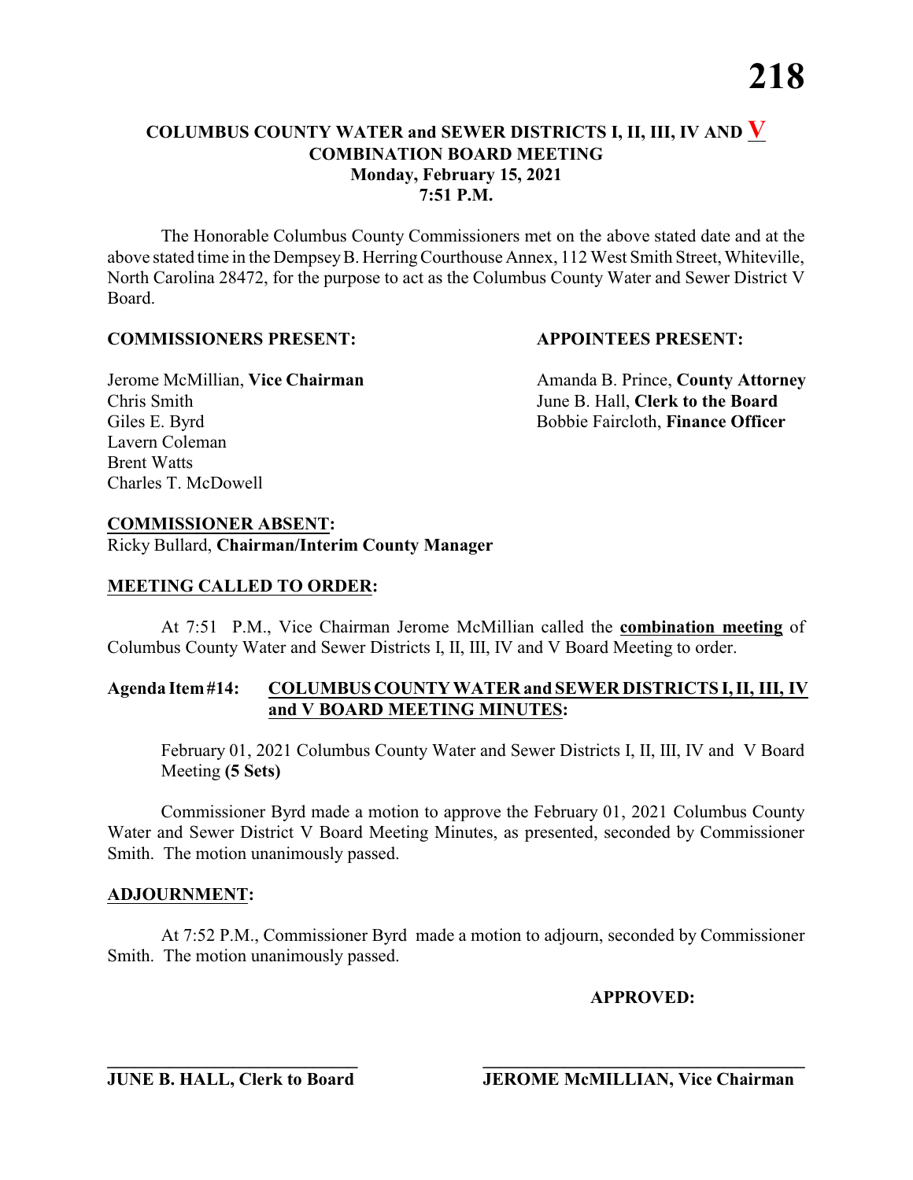**COLUMBUS COUNTY WATER and SEWER DISTRICTS I, II, III, IV AND V**
**COMBINATION BOARD MEETING**
**Monday, February 15, 2021**
**7:51 P.M.**

The Honorable Columbus County Commissioners met on the above stated date and at the above stated time in the Dempsey B. Herring Courthouse Annex, 112 West Smith Street, Whiteville, North Carolina 28472, for the purpose to act as the Columbus County Water and Sewer District V Board.

**COMMISSIONERS PRESENT:**

Jerome McMillian, **Vice Chairman**
Chris Smith
Giles E. Byrd
Lavern Coleman
Brent Watts
Charles T. McDowell

**APPOINTEES PRESENT:**

Amanda B. Prince, **County Attorney**
June B. Hall, **Clerk to the Board**
Bobbie Faircloth, **Finance Officer**

**COMMISSIONER ABSENT:**
Ricky Bullard, **Chairman/Interim County Manager**

**MEETING CALLED TO ORDER:**

At 7:51 P.M., Vice Chairman Jerome McMillian called the **combination meeting** of Columbus County Water and Sewer Districts I, II, III, IV and V Board Meeting to order.

**Agenda Item #14: COLUMBUS COUNTY WATER and SEWER DISTRICTS I, II, III, IV and V BOARD MEETING MINUTES:**

February 01, 2021 Columbus County Water and Sewer Districts I, II, III, IV and V Board Meeting **(5 Sets)**

Commissioner Byrd made a motion to approve the February 01, 2021 Columbus County Water and Sewer District V Board Meeting Minutes, as presented, seconded by Commissioner Smith. The motion unanimously passed.

**ADJOURNMENT:**

At 7:52 P.M., Commissioner Byrd made a motion to adjourn, seconded by Commissioner Smith. The motion unanimously passed.

**APPROVED:**

______________________________
**JUNE B. HALL, Clerk to Board**

______________________________
**JEROME McMILLIAN, Vice Chairman**